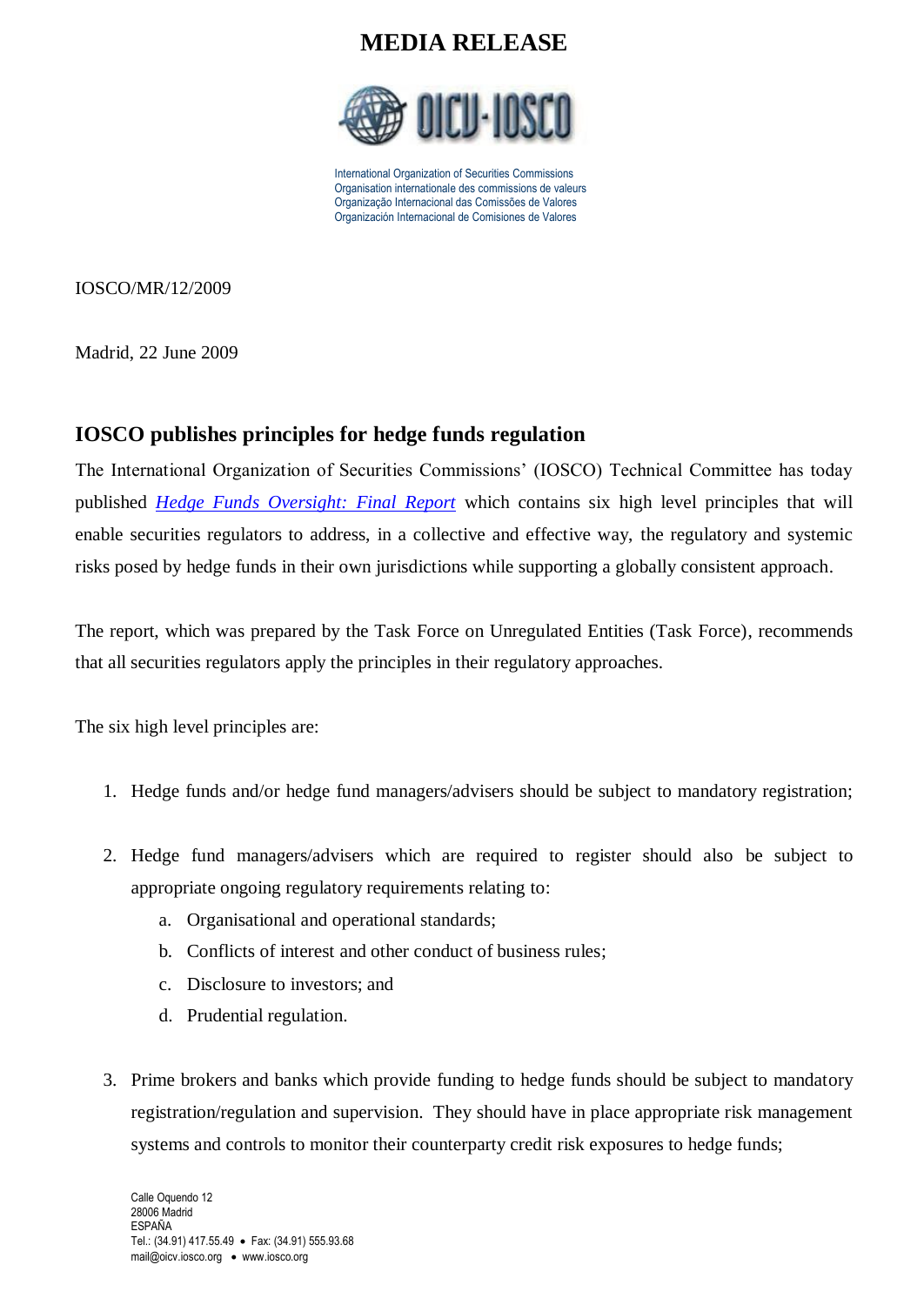# MEDIA RELEASE

International Organization of Securities Commissions
Organisation internationale des commissions de valeurs
Organização Internacional das Comissões de Valores
Organización Internacional de Comisiones de Valores

IOSCO/MR/12/2009

Madrid, 22 June 2009

## IOSCO publishes principles for hedge funds regulation

The International Organization of Securities Commissions' (IOSCO) Technical Committee has today published *Hedge Funds Oversight: Final Report* which contains six high level principles that will enable securities regulators to address, in a collective and effective way, the regulatory and systemic risks posed by hedge funds in their own jurisdictions while supporting a globally consistent approach.

The report, which was prepared by the Task Force on Unregulated Entities (Task Force), recommends that all securities regulators apply the principles in their regulatory approaches.

The six high level principles are:

1. Hedge funds and/or hedge fund managers/advisers should be subject to mandatory registration;

2. Hedge fund managers/advisers which are required to register should also be subject to appropriate ongoing regulatory requirements relating to:
   a. Organisational and operational standards;
   b. Conflicts of interest and other conduct of business rules;
   c. Disclosure to investors; and
   d. Prudential regulation.

3. Prime brokers and banks which provide funding to hedge funds should be subject to mandatory registration/regulation and supervision. They should have in place appropriate risk management systems and controls to monitor their counterparty credit risk exposures to hedge funds;

Calle Oquendo 12
28006 Madrid
ESPAÑA
Tel.: (34.91) 417.55.49 • Fax: (34.91) 555.93.68
mail@oicv.iosco.org • www.iosco.org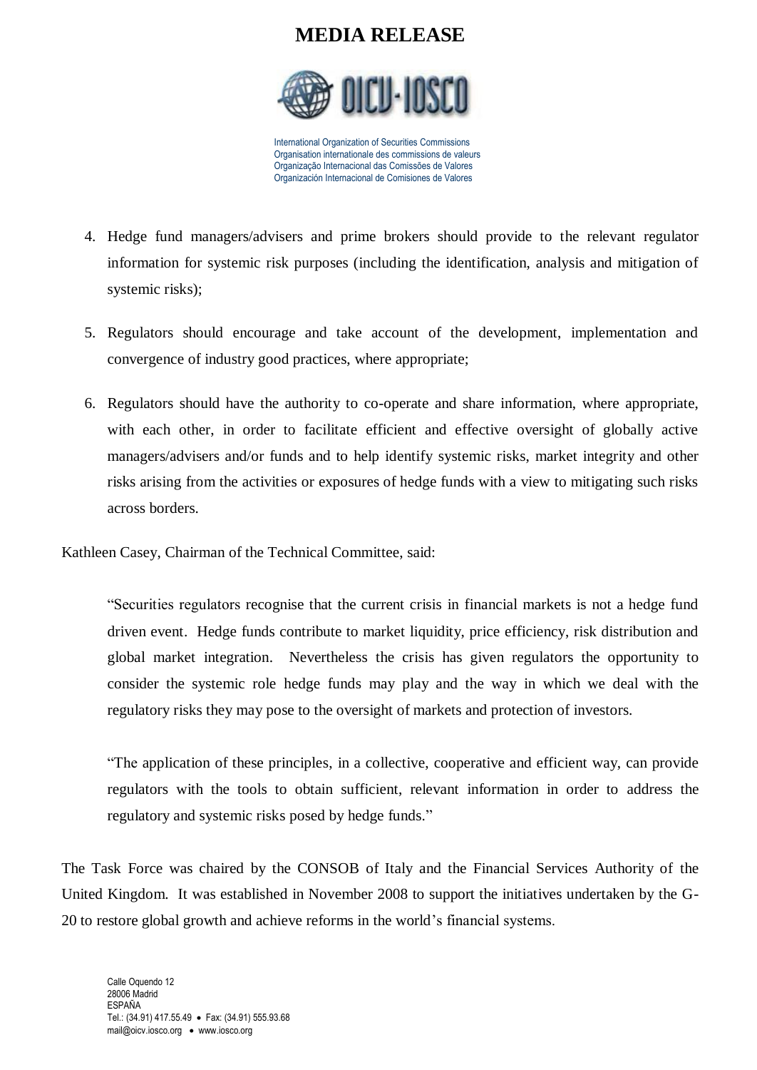4. Hedge fund managers/advisers and prime brokers should provide to the relevant regulator information for systemic risk purposes (including the identification, analysis and mitigation of systemic risks);

5. Regulators should encourage and take account of the development, implementation and convergence of industry good practices, where appropriate;

6. Regulators should have the authority to co-operate and share information, where appropriate, with each other, in order to facilitate efficient and effective oversight of globally active managers/advisers and/or funds and to help identify systemic risks, market integrity and other risks arising from the activities or exposures of hedge funds with a view to mitigating such risks across borders.

Kathleen Casey, Chairman of the Technical Committee, said:

> "Securities regulators recognise that the current crisis in financial markets is not a hedge fund driven event. Hedge funds contribute to market liquidity, price efficiency, risk distribution and global market integration. Nevertheless the crisis has given regulators the opportunity to consider the systemic role hedge funds may play and the way in which we deal with the regulatory risks they may pose to the oversight of markets and protection of investors.
>
> "The application of these principles, in a collective, cooperative and efficient way, can provide regulators with the tools to obtain sufficient, relevant information in order to address the regulatory and systemic risks posed by hedge funds."

The Task Force was chaired by the CONSOB of Italy and the Financial Services Authority of the United Kingdom. It was established in November 2008 to support the initiatives undertaken by the G-20 to restore global growth and achieve reforms in the world's financial systems.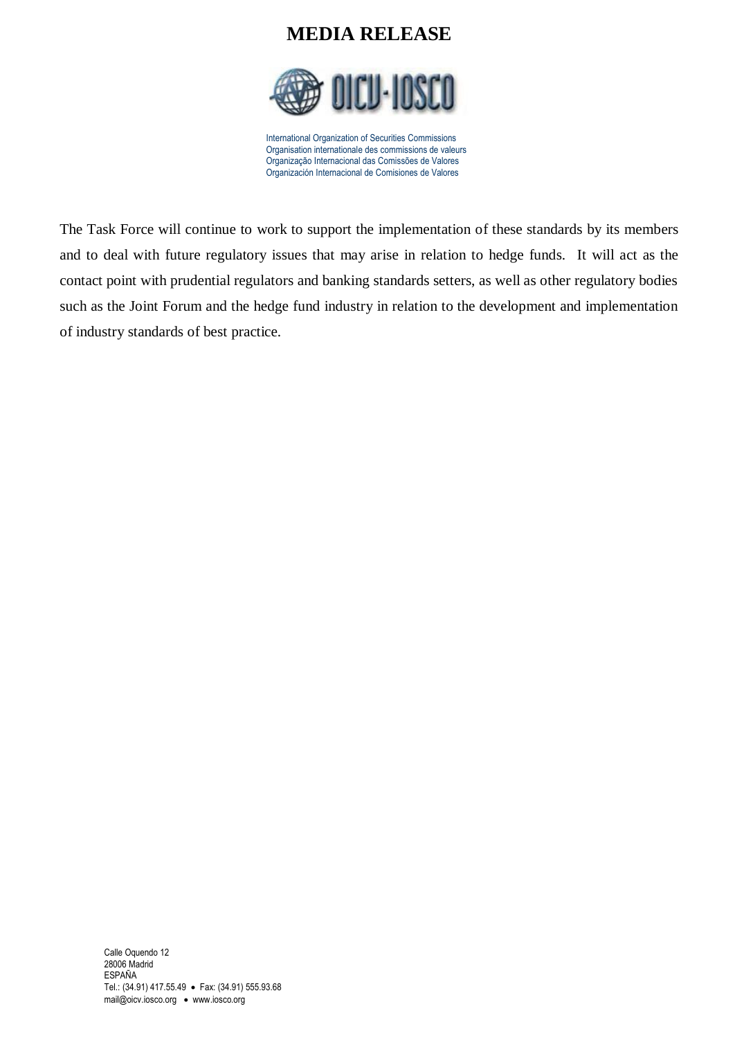The Task Force will continue to work to support the implementation of these standards by its members and to deal with future regulatory issues that may arise in relation to hedge funds. It will act as the contact point with prudential regulators and banking standards setters, as well as other regulatory bodies such as the Joint Forum and the hedge fund industry in relation to the development and implementation of industry standards of best practice.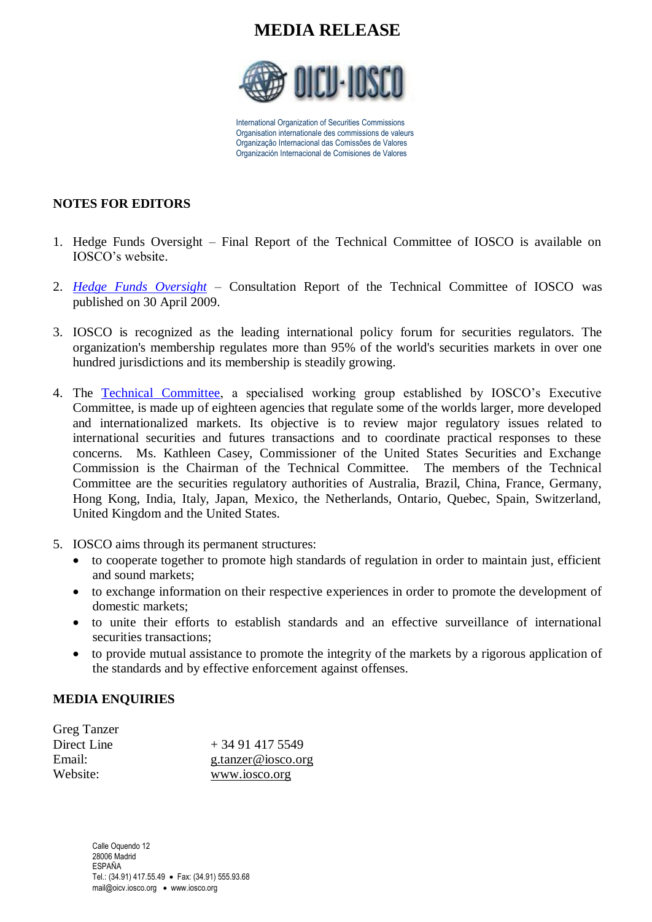# MEDIA RELEASE

International Organization of Securities Commissions
Organisation internationale des commissions de valeurs
Organização Internacional das Comissões de Valores
Organización Internacional de Comisiones de Valores

## NOTES FOR EDITORS

1. Hedge Funds Oversight – Final Report of the Technical Committee of IOSCO is available on IOSCO's website.

2. *Hedge Funds Oversight* – Consultation Report of the Technical Committee of IOSCO was published on 30 April 2009.

3. IOSCO is recognized as the leading international policy forum for securities regulators. The organization's membership regulates more than 95% of the world's securities markets in over one hundred jurisdictions and its membership is steadily growing.

4. The Technical Committee, a specialised working group established by IOSCO's Executive Committee, is made up of eighteen agencies that regulate some of the worlds larger, more developed and internationalized markets. Its objective is to review major regulatory issues related to international securities and futures transactions and to coordinate practical responses to these concerns. Ms. Kathleen Casey, Commissioner of the United States Securities and Exchange Commission is the Chairman of the Technical Committee. The members of the Technical Committee are the securities regulatory authorities of Australia, Brazil, China, France, Germany, Hong Kong, India, Italy, Japan, Mexico, the Netherlands, Ontario, Quebec, Spain, Switzerland, United Kingdom and the United States.

5. IOSCO aims through its permanent structures:
   - to cooperate together to promote high standards of regulation in order to maintain just, efficient and sound markets;
   - to exchange information on their respective experiences in order to promote the development of domestic markets;
   - to unite their efforts to establish standards and an effective surveillance of international securities transactions;
   - to provide mutual assistance to promote the integrity of the markets by a rigorous application of the standards and by effective enforcement against offenses.

## MEDIA ENQUIRIES

Greg Tanzer

| | |
|---|---|
| Direct Line | + 34 91 417 5549 |
| Email: | g.tanzer@iosco.org |
| Website: | www.iosco.org |

Calle Oquendo 12
28006 Madrid
ESPAÑA
Tel.: (34.91) 417.55.49 • Fax: (34.91) 555.93.68
mail@oicv.iosco.org • www.iosco.org